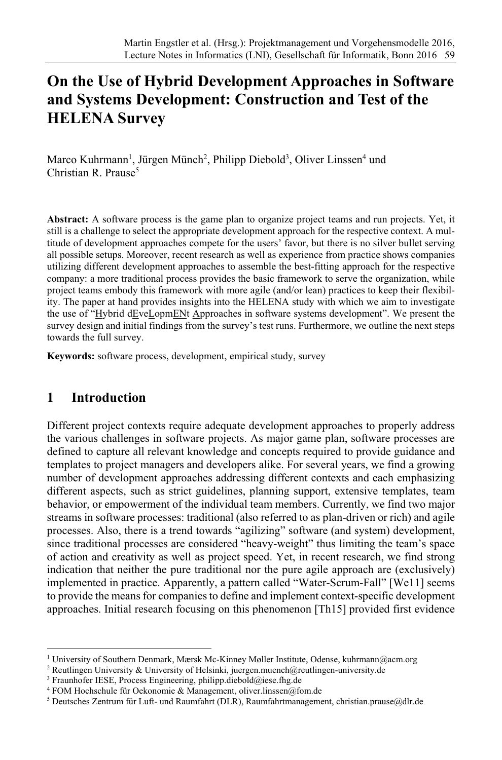# On the Use of Hybrid Development Approaches in Software and Systems Development: Construction and Test of the HELENA Survey

Marco Kuhrmann[1], Jürgen Münch[2], Philipp Diebold[3], Oliver Linssen[4] und Christian R. Prause[5]

**Abstract:** A software process is the game plan to organize project teams and run projects. Yet, it still is a challenge to select the appropriate development approach for the respective context. A multitude of development approaches compete for the users' favor, but there is no silver bullet serving all possible setups. Moreover, recent research as well as experience from practice shows companies utilizing different development approaches to assemble the best-fitting approach for the respective company: a more traditional process provides the basic framework to serve the organization, while project teams embody this framework with more agile (and/or lean) practices to keep their flexibility. The paper at hand provides insights into the HELENA study with which we aim to investigate the use of "Hybrid dEveLopmENt Approaches in software systems development". We present the survey design and initial findings from the survey's test runs. Furthermore, we outline the next steps towards the full survey.

**Keywords:** software process, development, empirical study, survey

## 1 Introduction

Different project contexts require adequate development approaches to properly address the various challenges in software projects. As major game plan, software processes are defined to capture all relevant knowledge and concepts required to provide guidance and templates to project managers and developers alike. For several years, we find a growing number of development approaches addressing different contexts and each emphasizing different aspects, such as strict guidelines, planning support, extensive templates, team behavior, or empowerment of the individual team members. Currently, we find two major streams in software processes: traditional (also referred to as plan-driven or rich) and agile processes. Also, there is a trend towards "agilizing" software (and system) development, since traditional processes are considered "heavy-weight" thus limiting the team's space of action and creativity as well as project speed. Yet, in recent research, we find strong indication that neither the pure traditional nor the pure agile approach are (exclusively) implemented in practice. Apparently, a pattern called "Water-Scrum-Fall" [We11] seems to provide the means for companies to define and implement context-specific development approaches. Initial research focusing on this phenomenon [Th15] provided first evidence

---

[1] University of Southern Denmark, Mærsk Mc-Kinney Møller Institute, Odense, kuhrmann@acm.org

[2] Reutlingen University & University of Helsinki, juergen.muench@reutlingen-university.de

[3] Fraunhofer IESE, Process Engineering, philipp.diebold@iese.fhg.de

[4] FOM Hochschule für Oekonomie & Management, oliver.linssen@fom.de

[5] Deutsches Zentrum für Luft- und Raumfahrt (DLR), Raumfahrtmanagement, christian.prause@dlr.de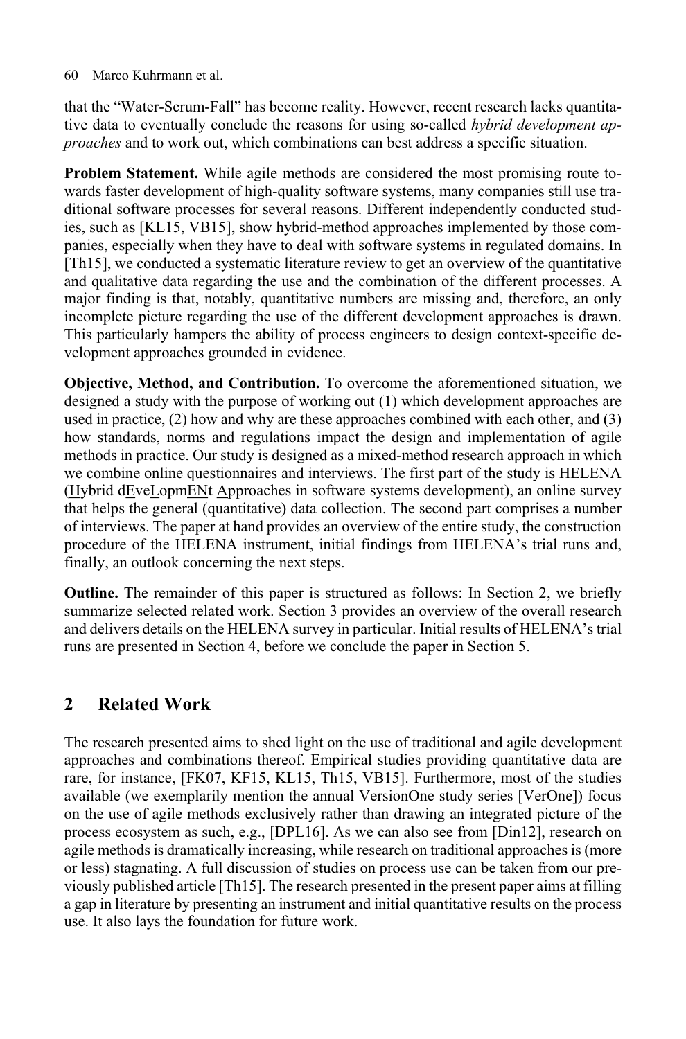that the "Water-Scrum-Fall" has become reality. However, recent research lacks quantitative data to eventually conclude the reasons for using so-called *hybrid development approaches* and to work out, which combinations can best address a specific situation.

**Problem Statement.** While agile methods are considered the most promising route towards faster development of high-quality software systems, many companies still use traditional software processes for several reasons. Different independently conducted studies, such as [KL15, VB15], show hybrid-method approaches implemented by those companies, especially when they have to deal with software systems in regulated domains. In [Th15], we conducted a systematic literature review to get an overview of the quantitative and qualitative data regarding the use and the combination of the different processes. A major finding is that, notably, quantitative numbers are missing and, therefore, an only incomplete picture regarding the use of the different development approaches is drawn. This particularly hampers the ability of process engineers to design context-specific development approaches grounded in evidence.

**Objective, Method, and Contribution.** To overcome the aforementioned situation, we designed a study with the purpose of working out (1) which development approaches are used in practice, (2) how and why are these approaches combined with each other, and (3) how standards, norms and regulations impact the design and implementation of agile methods in practice. Our study is designed as a mixed-method research approach in which we combine online questionnaires and interviews. The first part of the study is HELENA (Hybrid dEveLopmENt Approaches in software systems development), an online survey that helps the general (quantitative) data collection. The second part comprises a number of interviews. The paper at hand provides an overview of the entire study, the construction procedure of the HELENA instrument, initial findings from HELENA's trial runs and, finally, an outlook concerning the next steps.

**Outline.** The remainder of this paper is structured as follows: In Section 2, we briefly summarize selected related work. Section 3 provides an overview of the overall research and delivers details on the HELENA survey in particular. Initial results of HELENA's trial runs are presented in Section 4, before we conclude the paper in Section 5.

## 2 Related Work

The research presented aims to shed light on the use of traditional and agile development approaches and combinations thereof. Empirical studies providing quantitative data are rare, for instance, [FK07, KF15, KL15, Th15, VB15]. Furthermore, most of the studies available (we exemplarily mention the annual VersionOne study series [VerOne]) focus on the use of agile methods exclusively rather than drawing an integrated picture of the process ecosystem as such, e.g., [DPL16]. As we can also see from [Din12], research on agile methods is dramatically increasing, while research on traditional approaches is (more or less) stagnating. A full discussion of studies on process use can be taken from our previously published article [Th15]. The research presented in the present paper aims at filling a gap in literature by presenting an instrument and initial quantitative results on the process use. It also lays the foundation for future work.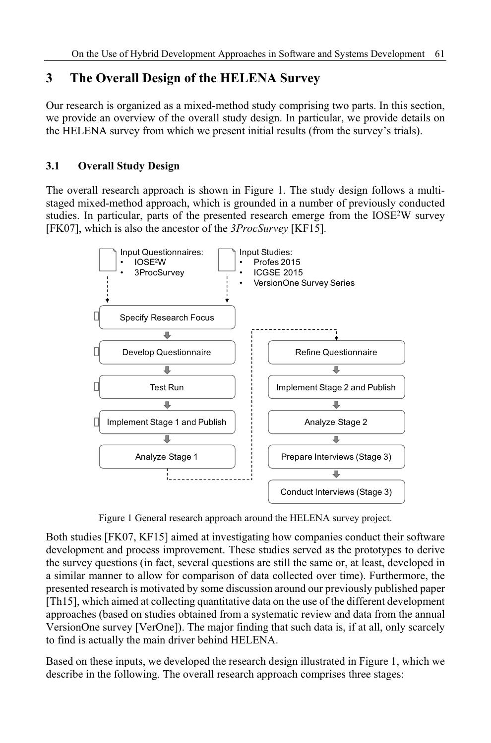## 3 The Overall Design of the HELENA Survey

Our research is organized as a mixed-method study comprising two parts. In this section, we provide an overview of the overall study design. In particular, we provide details on the HELENA survey from which we present initial results (from the survey's trials).

### 3.1 Overall Study Design

The overall research approach is shown in Figure 1. The study design follows a multi-staged mixed-method approach, which is grounded in a number of previously conducted studies. In particular, parts of the presented research emerge from the IOSE²W survey [FK07], which is also the ancestor of the *3ProcSurvey* [KF15].

Input Questionnaires:
- IOSE²W
- 3ProcSurvey

Input Studies:
- Profes 2015
- ICGSE 2015
- VersionOne Survey Series

Specify Research Focus → Develop Questionnaire → Test Run → Implement Stage 1 and Publish → Analyze Stage 1 → Refine Questionnaire → Implement Stage 2 and Publish → Analyze Stage 2 → Prepare Interviews (Stage 3) → Conduct Interviews (Stage 3)

Figure 1 General research approach around the HELENA survey project.

Both studies [FK07, KF15] aimed at investigating how companies conduct their software development and process improvement. These studies served as the prototypes to derive the survey questions (in fact, several questions are still the same or, at least, developed in a similar manner to allow for comparison of data collected over time). Furthermore, the presented research is motivated by some discussion around our previously published paper [Th15], which aimed at collecting quantitative data on the use of the different development approaches (based on studies obtained from a systematic review and data from the annual VersionOne survey [VerOne]). The major finding that such data is, if at all, only scarcely to find is actually the main driver behind HELENA.

Based on these inputs, we developed the research design illustrated in Figure 1, which we describe in the following. The overall research approach comprises three stages: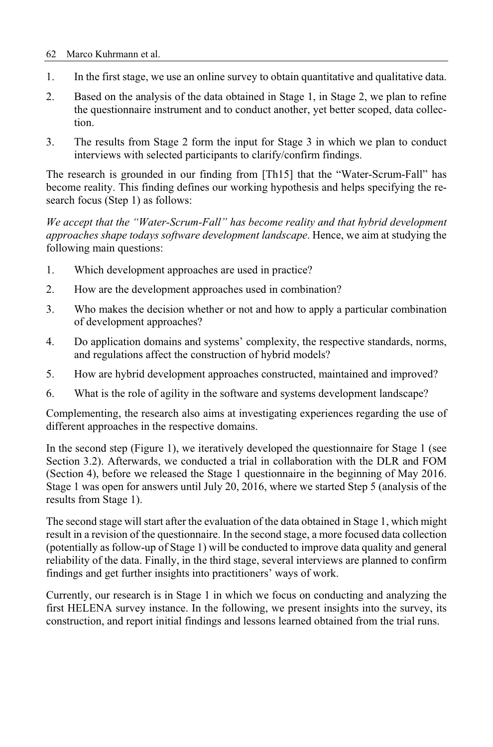1. In the first stage, we use an online survey to obtain quantitative and qualitative data.
2. Based on the analysis of the data obtained in Stage 1, in Stage 2, we plan to refine the questionnaire instrument and to conduct another, yet better scoped, data collection.
3. The results from Stage 2 form the input for Stage 3 in which we plan to conduct interviews with selected participants to clarify/confirm findings.

The research is grounded in our finding from [Th15] that the "Water-Scrum-Fall" has become reality. This finding defines our working hypothesis and helps specifying the research focus (Step 1) as follows:

*We accept that the "Water-Scrum-Fall" has become reality and that hybrid development approaches shape todays software development landscape*. Hence, we aim at studying the following main questions:

1. Which development approaches are used in practice?
2. How are the development approaches used in combination?
3. Who makes the decision whether or not and how to apply a particular combination of development approaches?
4. Do application domains and systems' complexity, the respective standards, norms, and regulations affect the construction of hybrid models?
5. How are hybrid development approaches constructed, maintained and improved?
6. What is the role of agility in the software and systems development landscape?

Complementing, the research also aims at investigating experiences regarding the use of different approaches in the respective domains.

In the second step (Figure 1), we iteratively developed the questionnaire for Stage 1 (see Section 3.2). Afterwards, we conducted a trial in collaboration with the DLR and FOM (Section 4), before we released the Stage 1 questionnaire in the beginning of May 2016. Stage 1 was open for answers until July 20, 2016, where we started Step 5 (analysis of the results from Stage 1).

The second stage will start after the evaluation of the data obtained in Stage 1, which might result in a revision of the questionnaire. In the second stage, a more focused data collection (potentially as follow-up of Stage 1) will be conducted to improve data quality and general reliability of the data. Finally, in the third stage, several interviews are planned to confirm findings and get further insights into practitioners' ways of work.

Currently, our research is in Stage 1 in which we focus on conducting and analyzing the first HELENA survey instance. In the following, we present insights into the survey, its construction, and report initial findings and lessons learned obtained from the trial runs.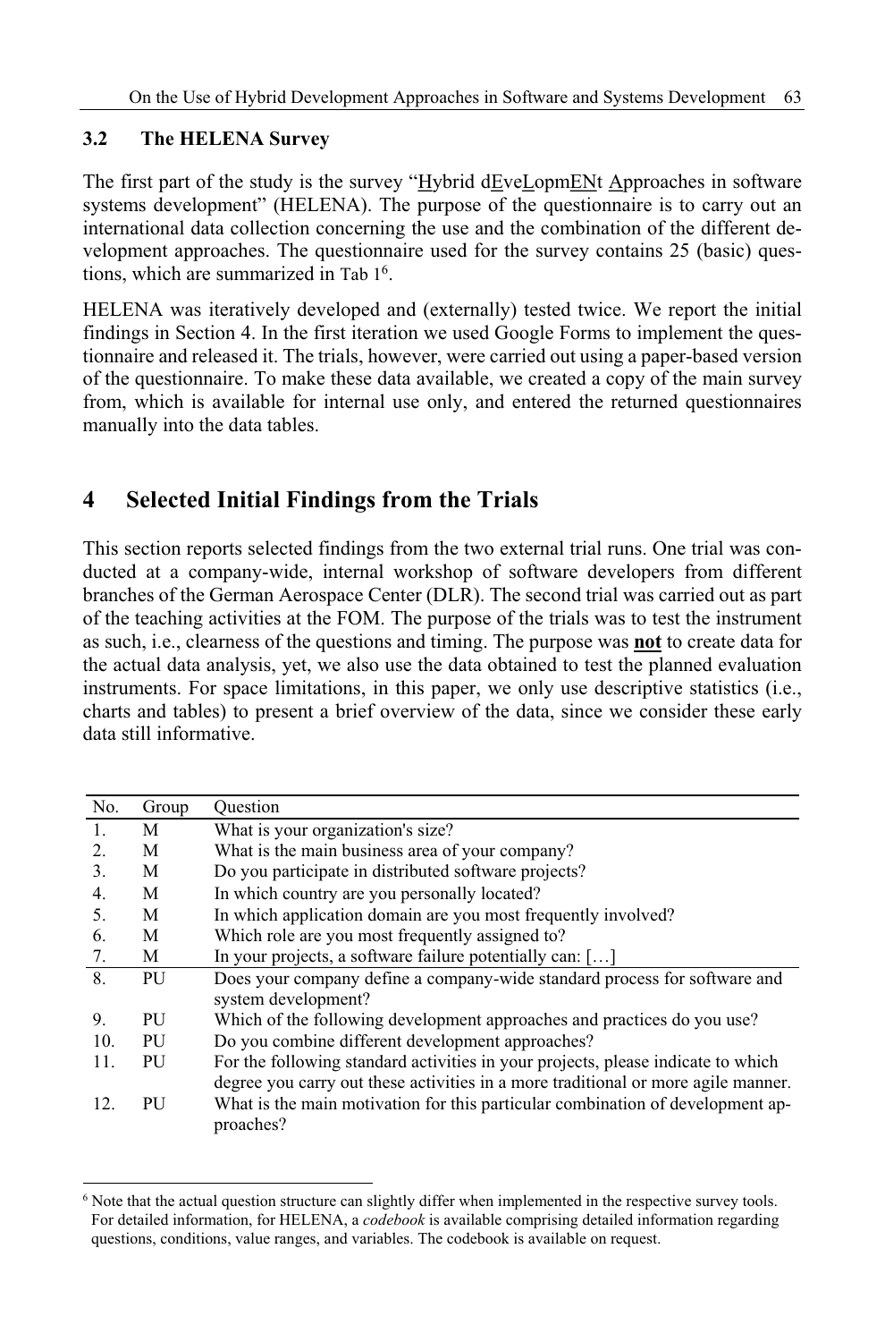### 3.2 The HELENA Survey

The first part of the study is the survey "Hybrid dEveLopmENt Approaches in software systems development" (HELENA). The purpose of the questionnaire is to carry out an international data collection concerning the use and the combination of the different development approaches. The questionnaire used for the survey contains 25 (basic) questions, which are summarized in Tab 1[6].

HELENA was iteratively developed and (externally) tested twice. We report the initial findings in Section 4. In the first iteration we used Google Forms to implement the questionnaire and released it. The trials, however, were carried out using a paper-based version of the questionnaire. To make these data available, we created a copy of the main survey from, which is available for internal use only, and entered the returned questionnaires manually into the data tables.

## 4 Selected Initial Findings from the Trials

This section reports selected findings from the two external trial runs. One trial was conducted at a company-wide, internal workshop of software developers from different branches of the German Aerospace Center (DLR). The second trial was carried out as part of the teaching activities at the FOM. The purpose of the trials was to test the instrument as such, i.e., clearness of the questions and timing. The purpose was **not** to create data for the actual data analysis, yet, we also use the data obtained to test the planned evaluation instruments. For space limitations, in this paper, we only use descriptive statistics (i.e., charts and tables) to present a brief overview of the data, since we consider these early data still informative.

| No. | Group | Question |
|---|---|---|
| 1. | M | What is your organization's size? |
| 2. | M | What is the main business area of your company? |
| 3. | M | Do you participate in distributed software projects? |
| 4. | M | In which country are you personally located? |
| 5. | M | In which application domain are you most frequently involved? |
| 6. | M | Which role are you most frequently assigned to? |
| 7. | M | In your projects, a software failure potentially can: […] |
| 8. | PU | Does your company define a company-wide standard process for software and system development? |
| 9. | PU | Which of the following development approaches and practices do you use? |
| 10. | PU | Do you combine different development approaches? |
| 11. | PU | For the following standard activities in your projects, please indicate to which degree you carry out these activities in a more traditional or more agile manner. |
| 12. | PU | What is the main motivation for this particular combination of development approaches? |

[6] Note that the actual question structure can slightly differ when implemented in the respective survey tools. For detailed information, for HELENA, a *codebook* is available comprising detailed information regarding questions, conditions, value ranges, and variables. The codebook is available on request.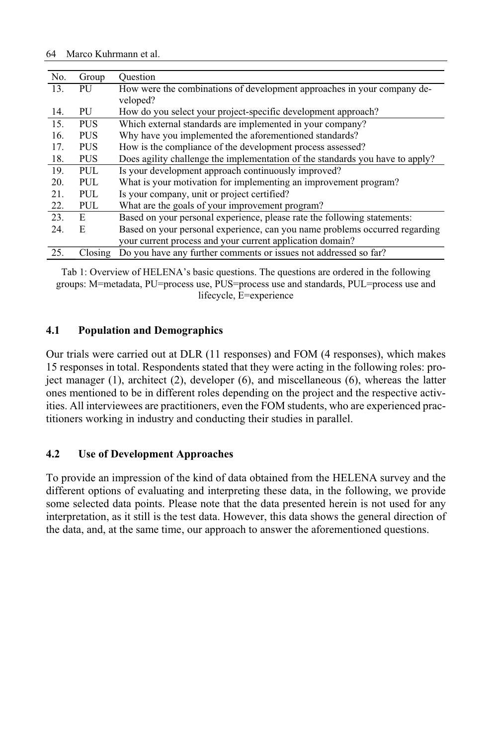| No. | Group | Question |
|---|---|---|
| 13. | PU | How were the combinations of development approaches in your company developed? |
| 14. | PU | How do you select your project-specific development approach? |
| 15. | PUS | Which external standards are implemented in your company? |
| 16. | PUS | Why have you implemented the aforementioned standards? |
| 17. | PUS | How is the compliance of the development process assessed? |
| 18. | PUS | Does agility challenge the implementation of the standards you have to apply? |
| 19. | PUL | Is your development approach continuously improved? |
| 20. | PUL | What is your motivation for implementing an improvement program? |
| 21. | PUL | Is your company, unit or project certified? |
| 22. | PUL | What are the goals of your improvement program? |
| 23. | E | Based on your personal experience, please rate the following statements: |
| 24. | E | Based on your personal experience, can you name problems occurred regarding your current process and your current application domain? |
| 25. | Closing | Do you have any further comments or issues not addressed so far? |

Tab 1: Overview of HELENA's basic questions. The questions are ordered in the following groups: M=metadata, PU=process use, PUS=process use and standards, PUL=process use and lifecycle, E=experience

### 4.1 Population and Demographics

Our trials were carried out at DLR (11 responses) and FOM (4 responses), which makes 15 responses in total. Respondents stated that they were acting in the following roles: project manager (1), architect (2), developer (6), and miscellaneous (6), whereas the latter ones mentioned to be in different roles depending on the project and the respective activities. All interviewees are practitioners, even the FOM students, who are experienced practitioners working in industry and conducting their studies in parallel.

### 4.2 Use of Development Approaches

To provide an impression of the kind of data obtained from the HELENA survey and the different options of evaluating and interpreting these data, in the following, we provide some selected data points. Please note that the data presented herein is not used for any interpretation, as it still is the test data. However, this data shows the general direction of the data, and, at the same time, our approach to answer the aforementioned questions.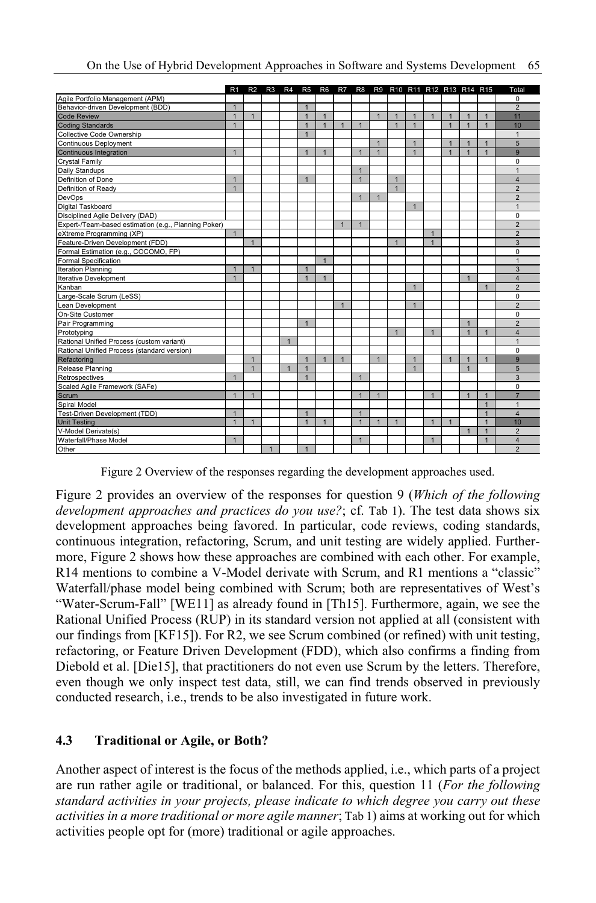| | R1 | R2 | R3 | R4 | R5 | R6 | R7 | R8 | R9 | R10 | R11 | R12 | R13 | R14 | R15 | Total |
|---|---|---|---|---|---|---|---|---|---|---|---|---|---|---|---|---|
| Agile Portfolio Management (APM) | | | | | | | | | | | | | | | | 0 |
| Behavior-driven Development (BDD) | 1 | | | | 1 | | | | | | | | | | | 2 |
| Code Review | 1 | 1 | | | 1 | 1 | | | 1 | 1 | 1 | 1 | 1 | 1 | 1 | 11 |
| Coding Standards | 1 | | | | 1 | 1 | 1 | 1 | | 1 | 1 | | 1 | 1 | 1 | 10 |
| Collective Code Ownership | | | | | 1 | | | | | | | | | | | 1 |
| Continuous Deployment | | | | | | | | | 1 | | 1 | | 1 | 1 | 1 | 5 |
| Continuous Integration | 1 | | | | 1 | 1 | | 1 | 1 | | 1 | | 1 | 1 | 1 | 9 |
| Crystal Family | | | | | | | | | | | | | | | | 0 |
| Daily Standups | | | | | | | | 1 | | | | | | | | 1 |
| Definition of Done | 1 | | | | 1 | | | 1 | | 1 | | | | | | 4 |
| Definition of Ready | 1 | | | | | | | | | 1 | | | | | | 2 |
| DevOps | | | | | | | | 1 | 1 | | | | | | | 2 |
| Digital Taskboard | | | | | | | | | | | 1 | | | | | 1 |
| Disciplined Agile Delivery (DAD) | | | | | | | | | | | | | | | | 0 |
| Expert-/Team-based estimation (e.g., Planning Poker) | | | | | | | 1 | 1 | | | | | | | | 2 |
| eXtreme Programming (XP) | 1 | | | | | | | | | | | 1 | | | | 2 |
| Feature-Driven Development (FDD) | | 1 | | | | | | | | 1 | | 1 | | | | 3 |
| Formal Estimation (e.g., COCOMO, FP) | | | | | | | | | | | | | | | | 0 |
| Formal Specification | | | | | | 1 | | | | | | | | | | 1 |
| Iteration Planning | 1 | 1 | | | 1 | | | | | | | | | | | 3 |
| Iterative Development | 1 | | | | 1 | 1 | | | | | | | | 1 | | 4 |
| Kanban | | | | | | | | | | | 1 | | | | 1 | 2 |
| Large-Scale Scrum (LeSS) | | | | | | | | | | | | | | | | 0 |
| Lean Development | | | | | | | 1 | | | | 1 | | | | | 2 |
| On-Site Customer | | | | | | | | | | | | | | | | 0 |
| Pair Programming | | | | | 1 | | | | | | | | | 1 | | 2 |
| Prototyping | | | | | | | | | | 1 | | 1 | | 1 | 1 | 4 |
| Rational Unified Process (custom variant) | | | | 1 | | | | | | | | | | | | 1 |
| Rational Unified Process (standard version) | | | | | | | | | | | | | | | | 0 |
| Refactoring | | 1 | | | 1 | 1 | 1 | | 1 | | 1 | | 1 | 1 | 1 | 9 |
| Release Planning | | 1 | | 1 | 1 | | | | | | 1 | | | 1 | | 5 |
| Retrospectives | 1 | | | | 1 | | | 1 | | | | | | | | 3 |
| Scaled Agile Framework (SAFe) | | | | | | | | | | | | | | | | 0 |
| Scrum | 1 | 1 | | | | | | 1 | 1 | | | 1 | | 1 | 1 | 7 |
| Spiral Model | | | | | | | | | | | | | | | 1 | 1 |
| Test-Driven Development (TDD) | 1 | | | | 1 | | | 1 | | | | | | | 1 | 4 |
| Unit Testing | 1 | 1 | | | 1 | 1 | | 1 | 1 | 1 | | 1 | 1 | | 1 | 10 |
| V-Model Derivate(s) | | | | | | | | | | | | | | 1 | 1 | 2 |
| Waterfall/Phase Model | 1 | | | | | | | 1 | | | | 1 | | | 1 | 4 |
| Other | | | 1 | | 1 | | | | | | | | | | | 2 |

Figure 2 Overview of the responses regarding the development approaches used.

Figure 2 provides an overview of the responses for question 9 (*Which of the following development approaches and practices do you use?*; cf. Tab 1). The test data shows six development approaches being favored. In particular, code reviews, coding standards, continuous integration, refactoring, Scrum, and unit testing are widely applied. Furthermore, Figure 2 shows how these approaches are combined with each other. For example, R14 mentions to combine a V-Model derivate with Scrum, and R1 mentions a "classic" Waterfall/phase model being combined with Scrum; both are representatives of West's "Water-Scrum-Fall" [WE11] as already found in [Th15]. Furthermore, again, we see the Rational Unified Process (RUP) in its standard version not applied at all (consistent with our findings from [KF15]). For R2, we see Scrum combined (or refined) with unit testing, refactoring, or Feature Driven Development (FDD), which also confirms a finding from Diebold et al. [Die15], that practitioners do not even use Scrum by the letters. Therefore, even though we only inspect test data, still, we can find trends observed in previously conducted research, i.e., trends to be also investigated in future work.

### 4.3 Traditional or Agile, or Both?

Another aspect of interest is the focus of the methods applied, i.e., which parts of a project are run rather agile or traditional, or balanced. For this, question 11 (*For the following standard activities in your projects, please indicate to which degree you carry out these activities in a more traditional or more agile manner*; Tab 1) aims at working out for which activities people opt for (more) traditional or agile approaches.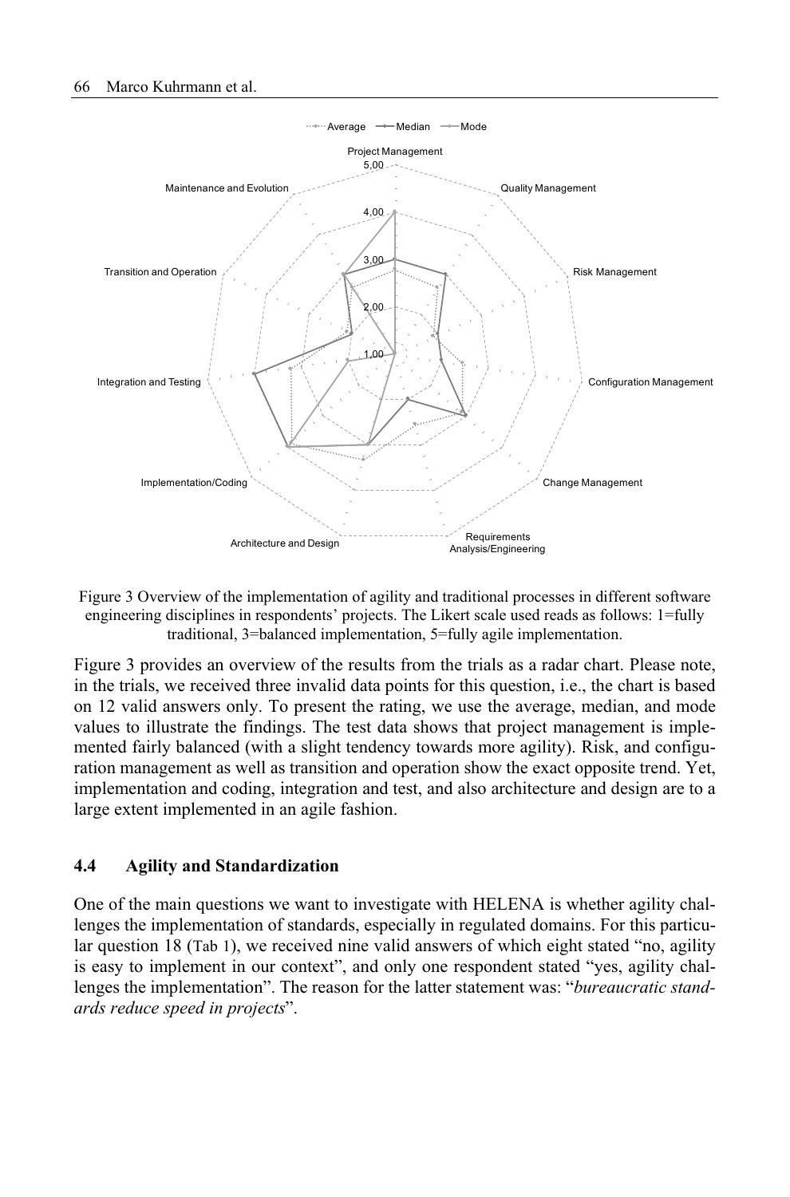Figure 3 Overview of the implementation of agility and traditional processes in different software engineering disciplines in respondents' projects. The Likert scale used reads as follows: 1=fully traditional, 3=balanced implementation, 5=fully agile implementation.

Figure 3 provides an overview of the results from the trials as a radar chart. Please note, in the trials, we received three invalid data points for this question, i.e., the chart is based on 12 valid answers only. To present the rating, we use the average, median, and mode values to illustrate the findings. The test data shows that project management is implemented fairly balanced (with a slight tendency towards more agility). Risk, and configuration management as well as transition and operation show the exact opposite trend. Yet, implementation and coding, integration and test, and also architecture and design are to a large extent implemented in an agile fashion.

### 4.4 Agility and Standardization

One of the main questions we want to investigate with HELENA is whether agility challenges the implementation of standards, especially in regulated domains. For this particular question 18 (Tab 1), we received nine valid answers of which eight stated "no, agility is easy to implement in our context", and only one respondent stated "yes, agility challenges the implementation". The reason for the latter statement was: "*bureaucratic standards reduce speed in projects*".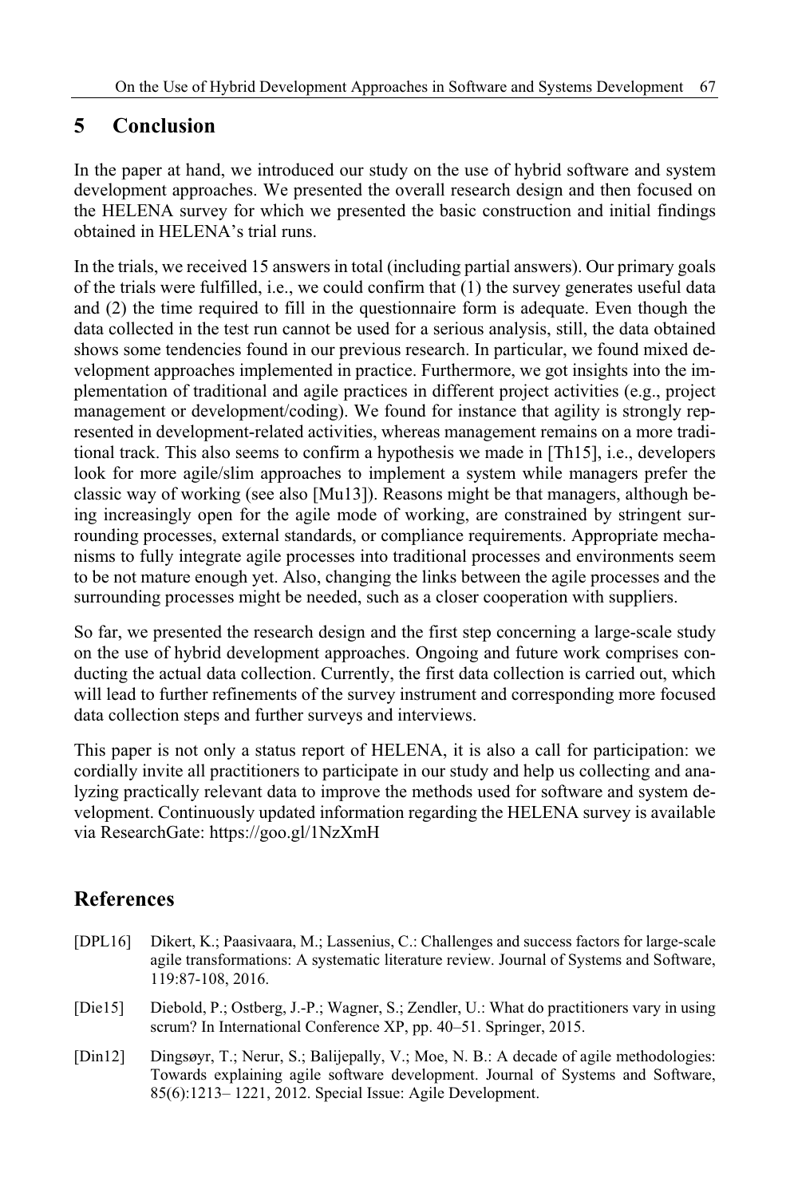## 5 Conclusion

In the paper at hand, we introduced our study on the use of hybrid software and system development approaches. We presented the overall research design and then focused on the HELENA survey for which we presented the basic construction and initial findings obtained in HELENA's trial runs.

In the trials, we received 15 answers in total (including partial answers). Our primary goals of the trials were fulfilled, i.e., we could confirm that (1) the survey generates useful data and (2) the time required to fill in the questionnaire form is adequate. Even though the data collected in the test run cannot be used for a serious analysis, still, the data obtained shows some tendencies found in our previous research. In particular, we found mixed development approaches implemented in practice. Furthermore, we got insights into the implementation of traditional and agile practices in different project activities (e.g., project management or development/coding). We found for instance that agility is strongly represented in development-related activities, whereas management remains on a more traditional track. This also seems to confirm a hypothesis we made in [Th15], i.e., developers look for more agile/slim approaches to implement a system while managers prefer the classic way of working (see also [Mu13]). Reasons might be that managers, although being increasingly open for the agile mode of working, are constrained by stringent surrounding processes, external standards, or compliance requirements. Appropriate mechanisms to fully integrate agile processes into traditional processes and environments seem to be not mature enough yet. Also, changing the links between the agile processes and the surrounding processes might be needed, such as a closer cooperation with suppliers.

So far, we presented the research design and the first step concerning a large-scale study on the use of hybrid development approaches. Ongoing and future work comprises conducting the actual data collection. Currently, the first data collection is carried out, which will lead to further refinements of the survey instrument and corresponding more focused data collection steps and further surveys and interviews.

This paper is not only a status report of HELENA, it is also a call for participation: we cordially invite all practitioners to participate in our study and help us collecting and analyzing practically relevant data to improve the methods used for software and system development. Continuously updated information regarding the HELENA survey is available via ResearchGate: https://goo.gl/1NzXmH

## References

[DPL16] Dikert, K.; Paasivaara, M.; Lassenius, C.: Challenges and success factors for large-scale agile transformations: A systematic literature review. Journal of Systems and Software, 119:87-108, 2016.

[Die15] Diebold, P.; Ostberg, J.-P.; Wagner, S.; Zendler, U.: What do practitioners vary in using scrum? In International Conference XP, pp. 40–51. Springer, 2015.

[Din12] Dingsøyr, T.; Nerur, S.; Balijepally, V.; Moe, N. B.: A decade of agile methodologies: Towards explaining agile software development. Journal of Systems and Software, 85(6):1213– 1221, 2012. Special Issue: Agile Development.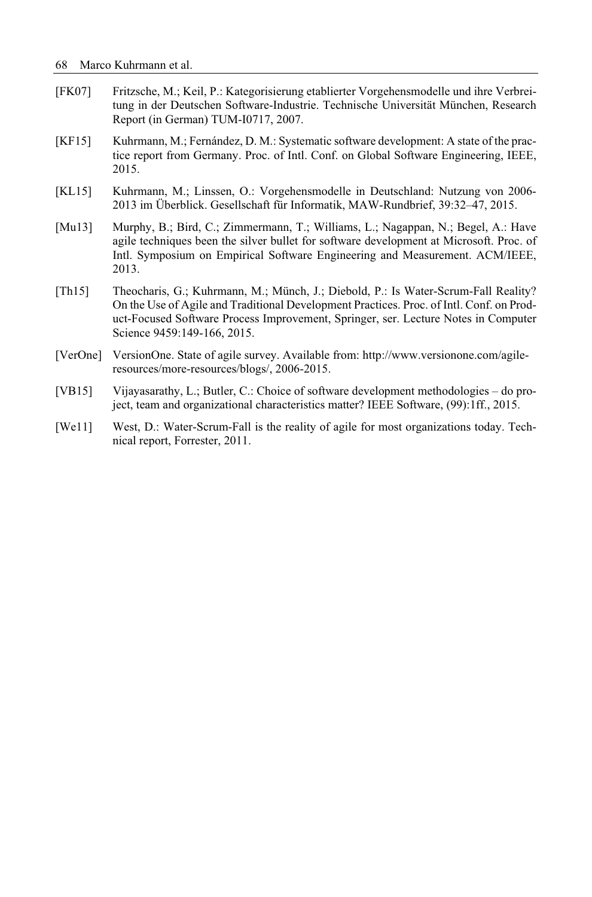[FK07] Fritzsche, M.; Keil, P.: Kategorisierung etablierter Vorgehensmodelle und ihre Verbreitung in der Deutschen Software-Industrie. Technische Universität München, Research Report (in German) TUM-I0717, 2007.

[KF15] Kuhrmann, M.; Fernández, D. M.: Systematic software development: A state of the practice report from Germany. Proc. of Intl. Conf. on Global Software Engineering, IEEE, 2015.

[KL15] Kuhrmann, M.; Linssen, O.: Vorgehensmodelle in Deutschland: Nutzung von 2006-2013 im Überblick. Gesellschaft für Informatik, MAW-Rundbrief, 39:32–47, 2015.

[Mu13] Murphy, B.; Bird, C.; Zimmermann, T.; Williams, L.; Nagappan, N.; Begel, A.: Have agile techniques been the silver bullet for software development at Microsoft. Proc. of Intl. Symposium on Empirical Software Engineering and Measurement. ACM/IEEE, 2013.

[Th15] Theocharis, G.; Kuhrmann, M.; Münch, J.; Diebold, P.: Is Water-Scrum-Fall Reality? On the Use of Agile and Traditional Development Practices. Proc. of Intl. Conf. on Product-Focused Software Process Improvement, Springer, ser. Lecture Notes in Computer Science 9459:149-166, 2015.

[VerOne] VersionOne. State of agile survey. Available from: http://www.versionone.com/agile-resources/more-resources/blogs/, 2006-2015.

[VB15] Vijayasarathy, L.; Butler, C.: Choice of software development methodologies – do project, team and organizational characteristics matter? IEEE Software, (99):1ff., 2015.

[We11] West, D.: Water-Scrum-Fall is the reality of agile for most organizations today. Technical report, Forrester, 2011.